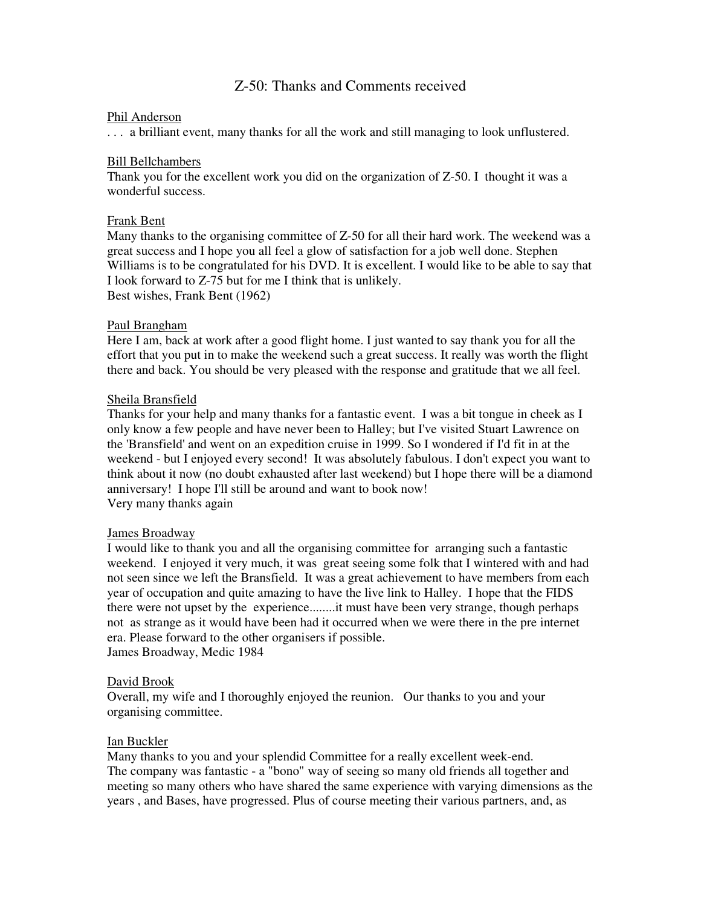# Z-50: Thanks and Comments received

Phil Anderson

. . .  a brilliant event, many thanks for all the work and still managing to look unflustered.

Bill Bellchambers

Thank you for the excellent work you did on the organization of Z-50. I  thought it was a wonderful success.

Frank Bent

Many thanks to the organising committee of Z-50 for all their hard work. The weekend was a great success and I hope you all feel a glow of satisfaction for a job well done. Stephen Williams is to be congratulated for his DVD. It is excellent. I would like to be able to say that I look forward to Z-75 but for me I think that is unlikely.
Best wishes, Frank Bent (1962)

Paul Brangham

Here I am, back at work after a good flight home. I just wanted to say thank you for all the effort that you put in to make the weekend such a great success. It really was worth the flight there and back. You should be very pleased with the response and gratitude that we all feel.

Sheila Bransfield

Thanks for your help and many thanks for a fantastic event.  I was a bit tongue in cheek as I only know a few people and have never been to Halley; but I've visited Stuart Lawrence on the 'Bransfield' and went on an expedition cruise in 1999. So I wondered if I'd fit in at the weekend - but I enjoyed every second!  It was absolutely fabulous. I don't expect you want to think about it now (no doubt exhausted after last weekend) but I hope there will be a diamond anniversary!  I hope I'll still be around and want to book now!
Very many thanks again

James Broadway

I would like to thank you and all the organising committee for  arranging such a fantastic weekend.  I enjoyed it very much, it was  great seeing some folk that I wintered with and had not seen since we left the Bransfield.  It was a great achievement to have members from each year of occupation and quite amazing to have the live link to Halley.  I hope that the FIDS there were not upset by the  experience........it must have been very strange, though perhaps not  as strange as it would have been had it occurred when we were there in the pre internet era. Please forward to the other organisers if possible.
James Broadway, Medic 1984

David Brook

Overall, my wife and I thoroughly enjoyed the reunion.   Our thanks to you and your organising committee.

Ian Buckler

Many thanks to you and your splendid Committee for a really excellent week-end.
The company was fantastic - a "bono" way of seeing so many old friends all together and meeting so many others who have shared the same experience with varying dimensions as the years , and Bases, have progressed. Plus of course meeting their various partners, and, as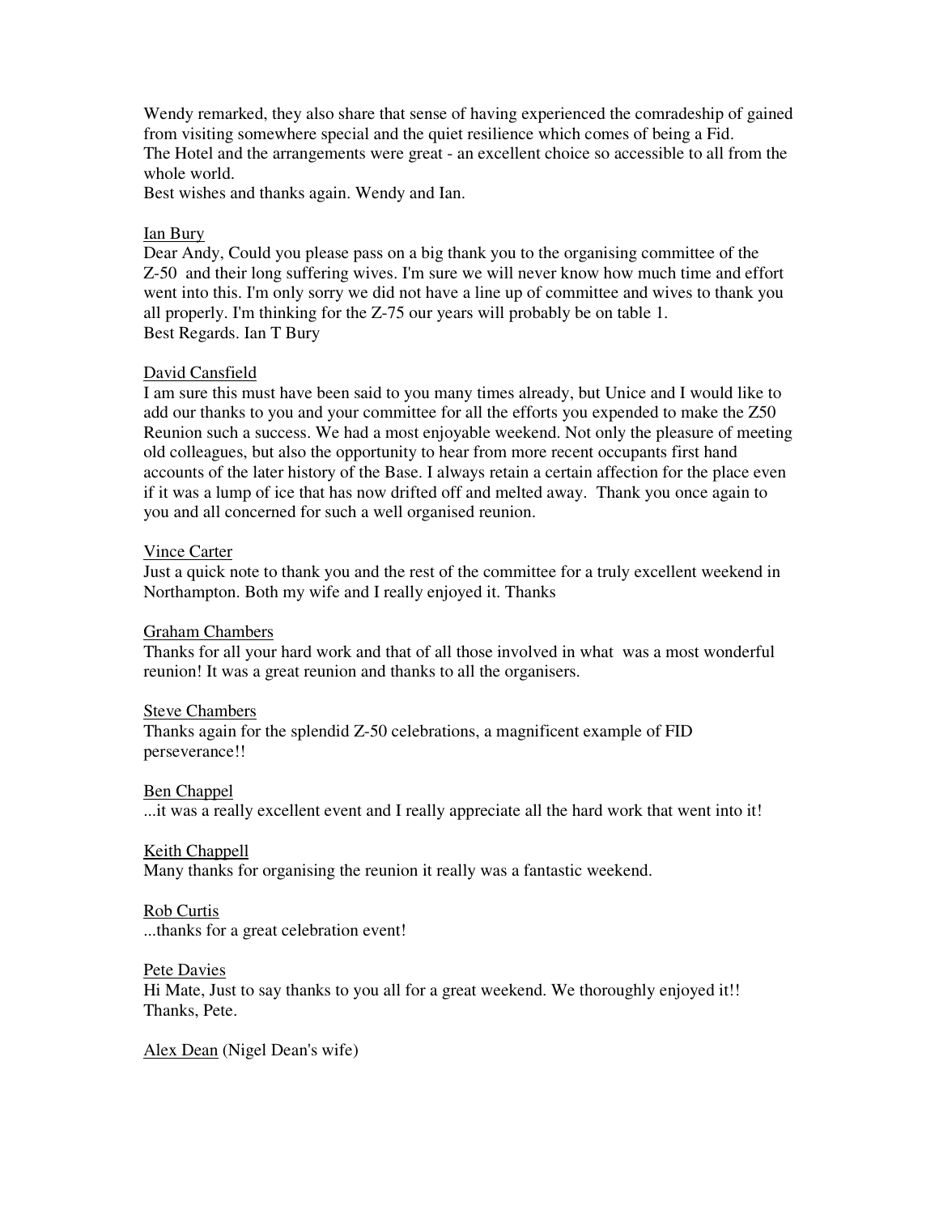Wendy remarked, they also share that sense of having experienced the comradeship of gained from visiting somewhere special and the quiet resilience which comes of being a Fid.
The Hotel and the arrangements were great - an excellent choice so accessible to all from the whole world.
Best wishes and thanks again. Wendy and Ian.

<u>Ian Bury</u>
Dear Andy, Could you please pass on a big thank you to the organising committee of the Z-50 and their long suffering wives. I'm sure we will never know how much time and effort went into this. I'm only sorry we did not have a line up of committee and wives to thank you all properly. I'm thinking for the Z-75 our years will probably be on table 1.
Best Regards. Ian T Bury

<u>David Cansfield</u>
I am sure this must have been said to you many times already, but Unice and I would like to add our thanks to you and your committee for all the efforts you expended to make the Z50 Reunion such a success. We had a most enjoyable weekend. Not only the pleasure of meeting old colleagues, but also the opportunity to hear from more recent occupants first hand accounts of the later history of the Base. I always retain a certain affection for the place even if it was a lump of ice that has now drifted off and melted away. Thank you once again to you and all concerned for such a well organised reunion.

<u>Vince Carter</u>
Just a quick note to thank you and the rest of the committee for a truly excellent weekend in Northampton. Both my wife and I really enjoyed it. Thanks

<u>Graham Chambers</u>
Thanks for all your hard work and that of all those involved in what was a most wonderful reunion! It was a great reunion and thanks to all the organisers.

<u>Steve Chambers</u>
Thanks again for the splendid Z-50 celebrations, a magnificent example of FID perseverance!!

<u>Ben Chappel</u>
...it was a really excellent event and I really appreciate all the hard work that went into it!

<u>Keith Chappell</u>
Many thanks for organising the reunion it really was a fantastic weekend.

<u>Rob Curtis</u>
...thanks for a great celebration event!

<u>Pete Davies</u>
Hi Mate, Just to say thanks to you all for a great weekend. We thoroughly enjoyed it!!
Thanks, Pete.

<u>Alex Dean</u> (Nigel Dean's wife)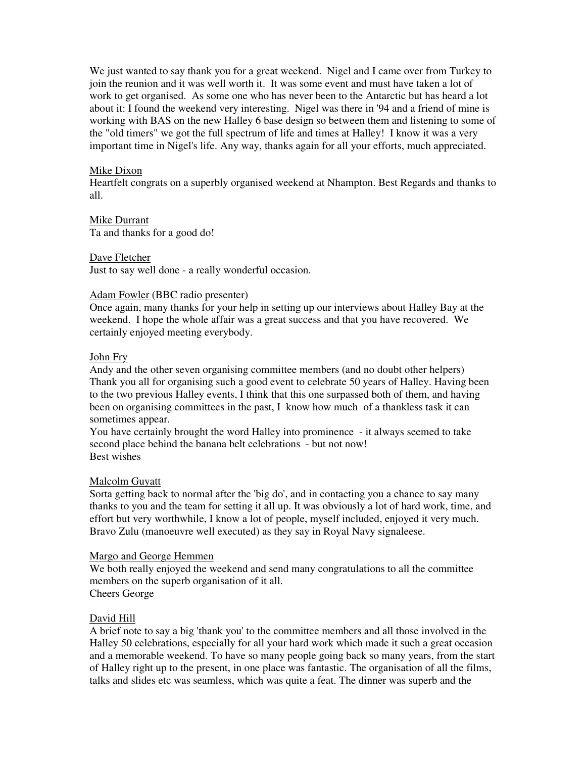We just wanted to say thank you for a great weekend. Nigel and I came over from Turkey to join the reunion and it was well worth it. It was some event and must have taken a lot of work to get organised. As some one who has never been to the Antarctic but has heard a lot about it: I found the weekend very interesting. Nigel was there in '94 and a friend of mine is working with BAS on the new Halley 6 base design so between them and listening to some of the "old timers" we got the full spectrum of life and times at Halley! I know it was a very important time in Nigel's life. Any way, thanks again for all your efforts, much appreciated.

Mike Dixon
Heartfelt congrats on a superbly organised weekend at Nhampton. Best Regards and thanks to all.

Mike Durrant
Ta and thanks for a good do!

Dave Fletcher
Just to say well done - a really wonderful occasion.

Adam Fowler (BBC radio presenter)
Once again, many thanks for your help in setting up our interviews about Halley Bay at the weekend. I hope the whole affair was a great success and that you have recovered. We certainly enjoyed meeting everybody.

John Fry
Andy and the other seven organising committee members (and no doubt other helpers) Thank you all for organising such a good event to celebrate 50 years of Halley. Having been to the two previous Halley events, I think that this one surpassed both of them, and having been on organising committees in the past, I know how much of a thankless task it can sometimes appear.
You have certainly brought the word Halley into prominence - it always seemed to take second place behind the banana belt celebrations - but not now!
Best wishes

Malcolm Guyatt
Sorta getting back to normal after the 'big do', and in contacting you a chance to say many thanks to you and the team for setting it all up. It was obviously a lot of hard work, time, and effort but very worthwhile, I know a lot of people, myself included, enjoyed it very much. Bravo Zulu (manoeuvre well executed) as they say in Royal Navy signaleese.

Margo and George Hemmen
We both really enjoyed the weekend and send many congratulations to all the committee members on the superb organisation of it all.
Cheers George

David Hill
A brief note to say a big 'thank you' to the committee members and all those involved in the Halley 50 celebrations, especially for all your hard work which made it such a great occasion and a memorable weekend. To have so many people going back so many years, from the start of Halley right up to the present, in one place was fantastic. The organisation of all the films, talks and slides etc was seamless, which was quite a feat. The dinner was superb and the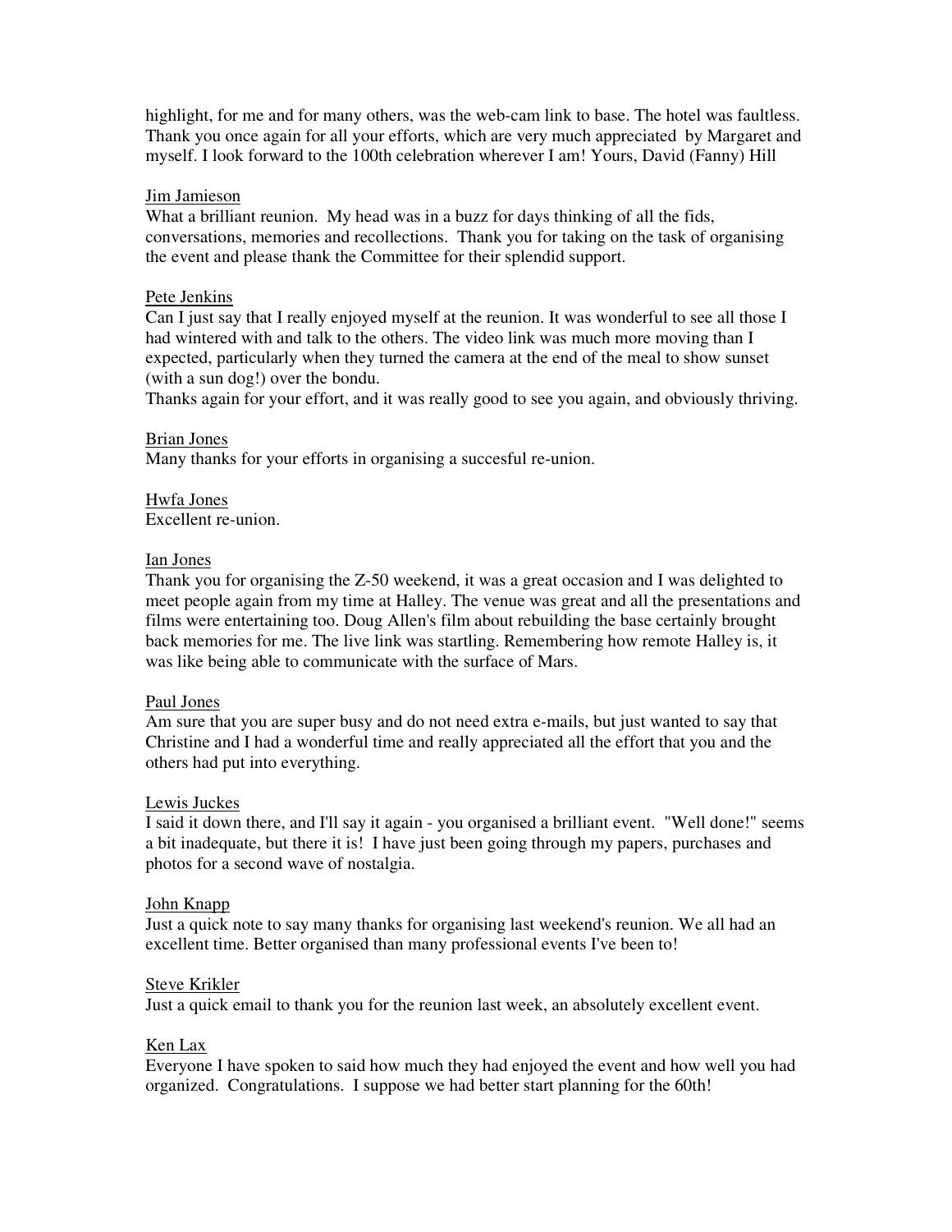highlight, for me and for many others, was the web-cam link to base. The hotel was faultless. Thank you once again for all your efforts, which are very much appreciated by Margaret and myself. I look forward to the 100th celebration wherever I am! Yours, David (Fanny) Hill

<u>Jim Jamieson</u>
What a brilliant reunion. My head was in a buzz for days thinking of all the fids, conversations, memories and recollections. Thank you for taking on the task of organising the event and please thank the Committee for their splendid support.

<u>Pete Jenkins</u>
Can I just say that I really enjoyed myself at the reunion. It was wonderful to see all those I had wintered with and talk to the others. The video link was much more moving than I expected, particularly when they turned the camera at the end of the meal to show sunset (with a sun dog!) over the bondu.
Thanks again for your effort, and it was really good to see you again, and obviously thriving.

<u>Brian Jones</u>
Many thanks for your efforts in organising a succesful re-union.

<u>Hwfa Jones</u>
Excellent re-union.

<u>Ian Jones</u>
Thank you for organising the Z-50 weekend, it was a great occasion and I was delighted to meet people again from my time at Halley. The venue was great and all the presentations and films were entertaining too. Doug Allen's film about rebuilding the base certainly brought back memories for me. The live link was startling. Remembering how remote Halley is, it was like being able to communicate with the surface of Mars.

<u>Paul Jones</u>
Am sure that you are super busy and do not need extra e-mails, but just wanted to say that Christine and I had a wonderful time and really appreciated all the effort that you and the others had put into everything.

<u>Lewis Juckes</u>
I said it down there, and I'll say it again - you organised a brilliant event. "Well done!" seems a bit inadequate, but there it is! I have just been going through my papers, purchases and photos for a second wave of nostalgia.

<u>John Knapp</u>
Just a quick note to say many thanks for organising last weekend's reunion. We all had an excellent time. Better organised than many professional events I've been to!

<u>Steve Krikler</u>
Just a quick email to thank you for the reunion last week, an absolutely excellent event.

<u>Ken Lax</u>
Everyone I have spoken to said how much they had enjoyed the event and how well you had organized. Congratulations. I suppose we had better start planning for the 60th!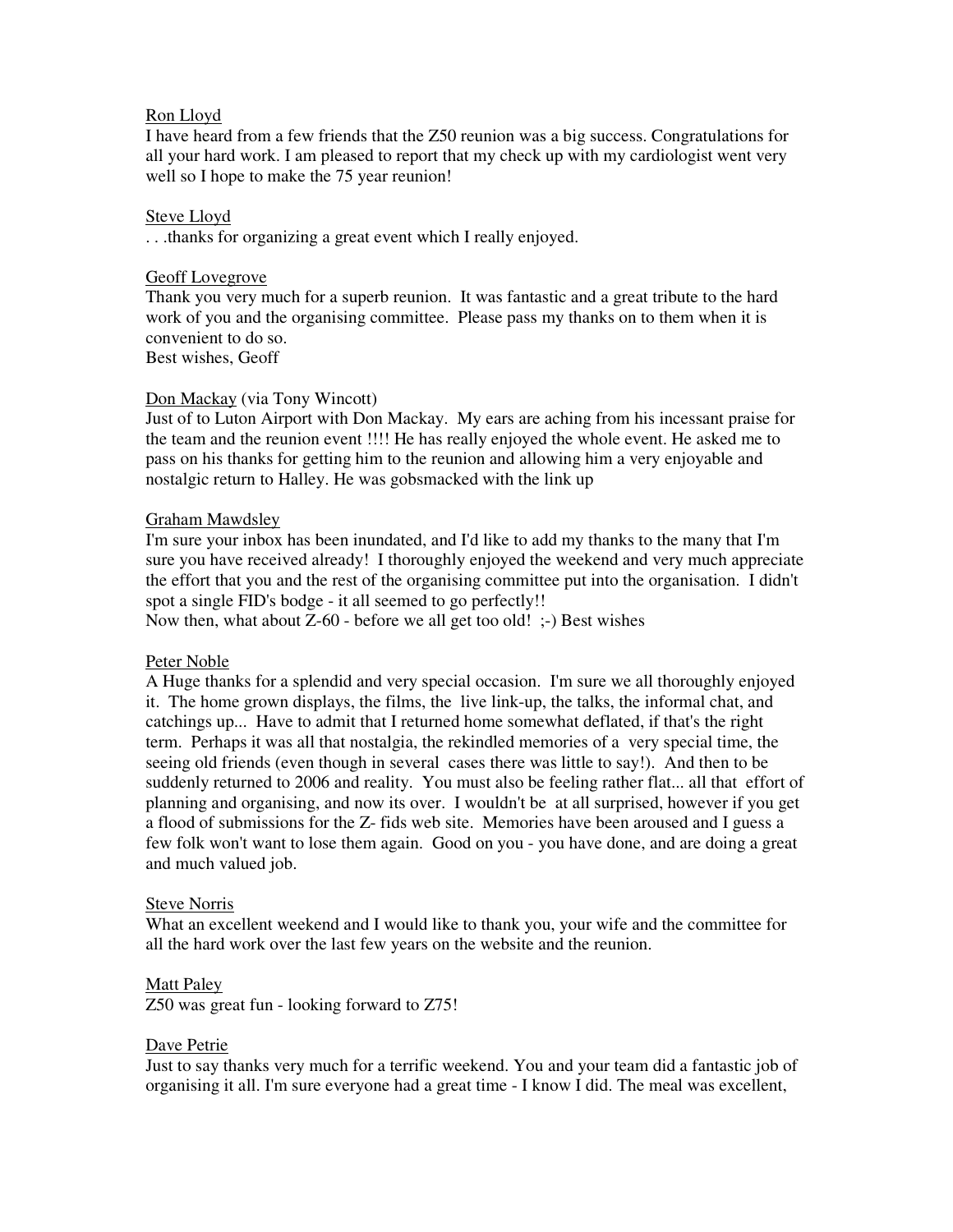<u>Ron Lloyd</u>
I have heard from a few friends that the Z50 reunion was a big success. Congratulations for all your hard work. I am pleased to report that my check up with my cardiologist went very well so I hope to make the 75 year reunion!

<u>Steve Lloyd</u>
. . .thanks for organizing a great event which I really enjoyed.

<u>Geoff Lovegrove</u>
Thank you very much for a superb reunion. It was fantastic and a great tribute to the hard work of you and the organising committee. Please pass my thanks on to them when it is convenient to do so.
Best wishes, Geoff

<u>Don Mackay</u> (via Tony Wincott)
Just of to Luton Airport with Don Mackay. My ears are aching from his incessant praise for the team and the reunion event !!!! He has really enjoyed the whole event. He asked me to pass on his thanks for getting him to the reunion and allowing him a very enjoyable and nostalgic return to Halley. He was gobsmacked with the link up

<u>Graham Mawdsley</u>
I'm sure your inbox has been inundated, and I'd like to add my thanks to the many that I'm sure you have received already! I thoroughly enjoyed the weekend and very much appreciate the effort that you and the rest of the organising committee put into the organisation. I didn't spot a single FID's bodge - it all seemed to go perfectly!!
Now then, what about Z-60 - before we all get too old! ;-) Best wishes

<u>Peter Noble</u>
A Huge thanks for a splendid and very special occasion. I'm sure we all thoroughly enjoyed it. The home grown displays, the films, the live link-up, the talks, the informal chat, and catchings up... Have to admit that I returned home somewhat deflated, if that's the right term. Perhaps it was all that nostalgia, the rekindled memories of a very special time, the seeing old friends (even though in several cases there was little to say!). And then to be suddenly returned to 2006 and reality. You must also be feeling rather flat... all that effort of planning and organising, and now its over. I wouldn't be at all surprised, however if you get a flood of submissions for the Z- fids web site. Memories have been aroused and I guess a few folk won't want to lose them again. Good on you - you have done, and are doing a great and much valued job.

<u>Steve Norris</u>
What an excellent weekend and I would like to thank you, your wife and the committee for all the hard work over the last few years on the website and the reunion.

<u>Matt Paley</u>
Z50 was great fun - looking forward to Z75!

<u>Dave Petrie</u>
Just to say thanks very much for a terrific weekend. You and your team did a fantastic job of organising it all. I'm sure everyone had a great time - I know I did. The meal was excellent,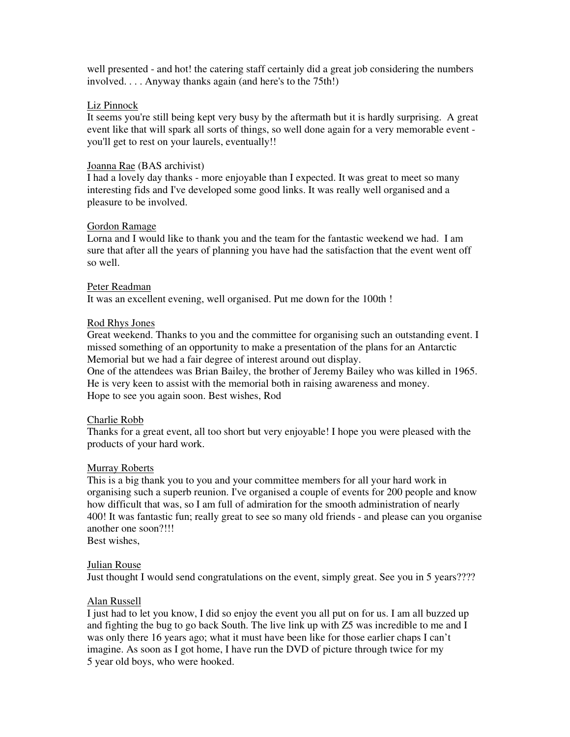well presented - and hot! the catering staff certainly did a great job considering the numbers involved. . . . Anyway thanks again (and here's to the 75th!)

<u>Liz Pinnock</u>
It seems you're still being kept very busy by the aftermath but it is hardly surprising. A great event like that will spark all sorts of things, so well done again for a very memorable event - you'll get to rest on your laurels, eventually!!

<u>Joanna Rae</u> (BAS archivist)
I had a lovely day thanks - more enjoyable than I expected. It was great to meet so many interesting fids and I've developed some good links. It was really well organised and a pleasure to be involved.

<u>Gordon Ramage</u>
Lorna and I would like to thank you and the team for the fantastic weekend we had. I am sure that after all the years of planning you have had the satisfaction that the event went off so well.

<u>Peter Readman</u>
It was an excellent evening, well organised. Put me down for the 100th !

<u>Rod Rhys Jones</u>
Great weekend. Thanks to you and the committee for organising such an outstanding event. I missed something of an opportunity to make a presentation of the plans for an Antarctic Memorial but we had a fair degree of interest around out display.
One of the attendees was Brian Bailey, the brother of Jeremy Bailey who was killed in 1965. He is very keen to assist with the memorial both in raising awareness and money.
Hope to see you again soon. Best wishes, Rod

<u>Charlie Robb</u>
Thanks for a great event, all too short but very enjoyable! I hope you were pleased with the products of your hard work.

<u>Murray Roberts</u>
This is a big thank you to you and your committee members for all your hard work in organising such a superb reunion. I've organised a couple of events for 200 people and know how difficult that was, so I am full of admiration for the smooth administration of nearly 400! It was fantastic fun; really great to see so many old friends - and please can you organise another one soon?!!!
Best wishes,

<u>Julian Rouse</u>
Just thought I would send congratulations on the event, simply great. See you in 5 years????

<u>Alan Russell</u>
I just had to let you know, I did so enjoy the event you all put on for us. I am all buzzed up and fighting the bug to go back South. The live link up with Z5 was incredible to me and I was only there 16 years ago; what it must have been like for those earlier chaps I can't imagine. As soon as I got home, I have run the DVD of picture through twice for my 5 year old boys, who were hooked.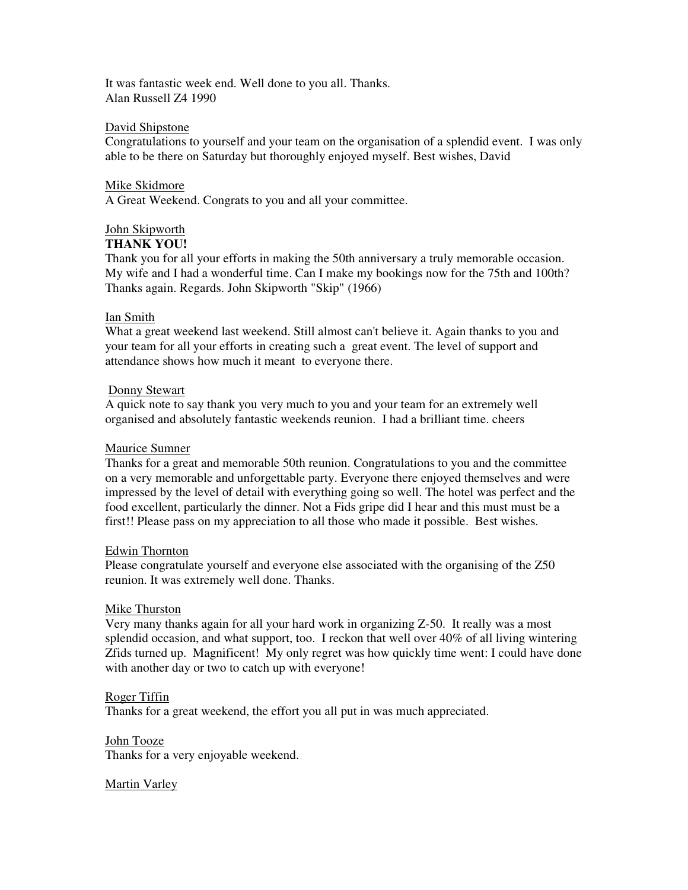It was fantastic week end. Well done to you all. Thanks.
Alan Russell Z4 1990

<u>David Shipstone</u>
Congratulations to yourself and your team on the organisation of a splendid event. I was only able to be there on Saturday but thoroughly enjoyed myself. Best wishes, David

<u>Mike Skidmore</u>
A Great Weekend. Congrats to you and all your committee.

<u>John Skipworth</u>
**THANK YOU!**
Thank you for all your efforts in making the 50th anniversary a truly memorable occasion. My wife and I had a wonderful time. Can I make my bookings now for the 75th and 100th? Thanks again. Regards. John Skipworth "Skip" (1966)

<u>Ian Smith</u>
What a great weekend last weekend. Still almost can't believe it. Again thanks to you and your team for all your efforts in creating such a great event. The level of support and attendance shows how much it meant to everyone there.

<u>Donny Stewart</u>
A quick note to say thank you very much to you and your team for an extremely well organised and absolutely fantastic weekends reunion. I had a brilliant time. cheers

<u>Maurice Sumner</u>
Thanks for a great and memorable 50th reunion. Congratulations to you and the committee on a very memorable and unforgettable party. Everyone there enjoyed themselves and were impressed by the level of detail with everything going so well. The hotel was perfect and the food excellent, particularly the dinner. Not a Fids gripe did I hear and this must must be a first!! Please pass on my appreciation to all those who made it possible. Best wishes.

<u>Edwin Thornton</u>
Please congratulate yourself and everyone else associated with the organising of the Z50 reunion. It was extremely well done. Thanks.

<u>Mike Thurston</u>
Very many thanks again for all your hard work in organizing Z-50. It really was a most splendid occasion, and what support, too. I reckon that well over 40% of all living wintering Zfids turned up. Magnificent! My only regret was how quickly time went: I could have done with another day or two to catch up with everyone!

<u>Roger Tiffin</u>
Thanks for a great weekend, the effort you all put in was much appreciated.

<u>John Tooze</u>
Thanks for a very enjoyable weekend.

<u>Martin Varley</u>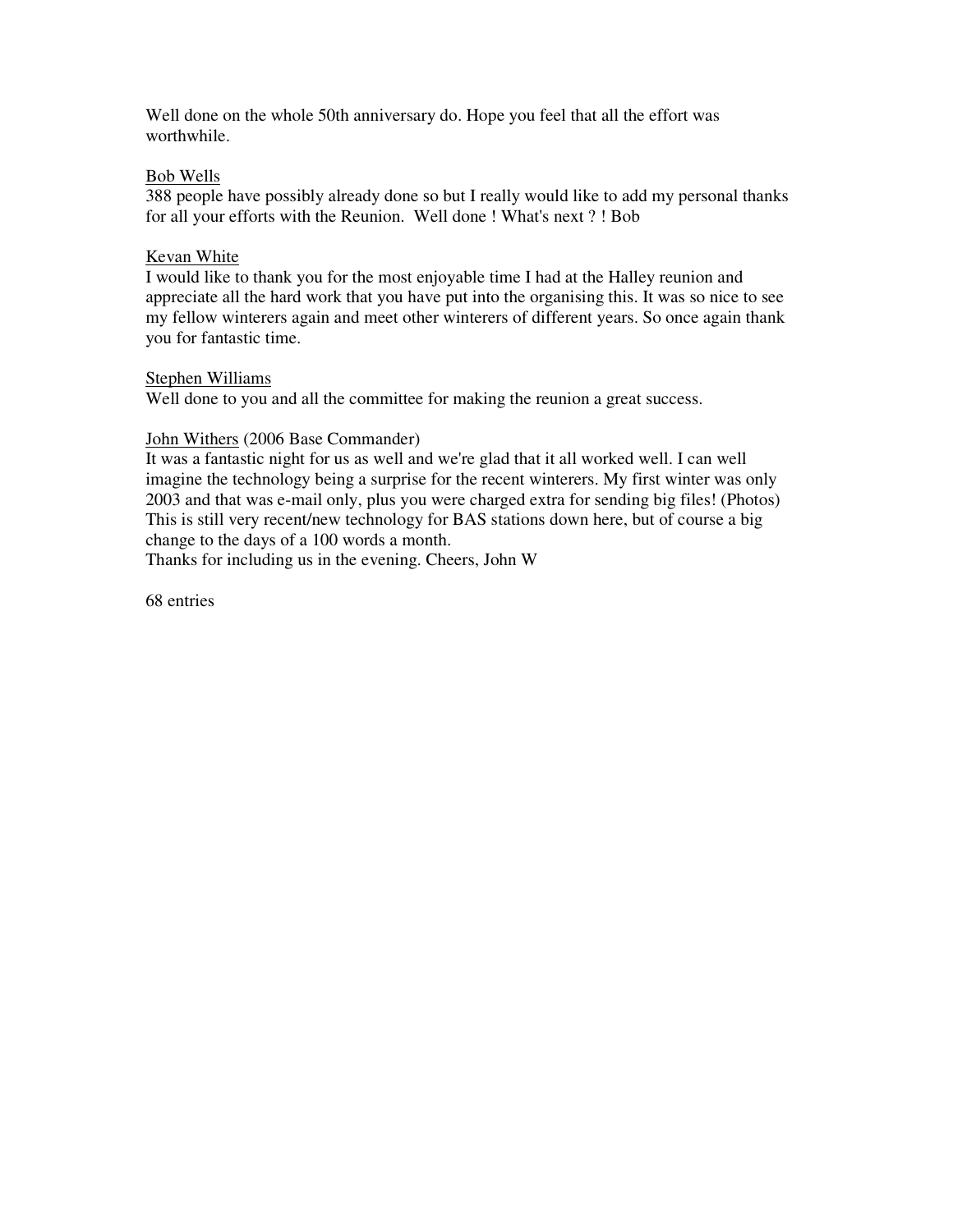Well done on the whole 50th anniversary do. Hope you feel that all the effort was worthwhile.

<u>Bob Wells</u>
388 people have possibly already done so but I really would like to add my personal thanks for all your efforts with the Reunion.  Well done ! What's next ? ! Bob

<u>Kevan White</u>
I would like to thank you for the most enjoyable time I had at the Halley reunion and appreciate all the hard work that you have put into the organising this. It was so nice to see my fellow winterers again and meet other winterers of different years. So once again thank you for fantastic time.

<u>Stephen Williams</u>
Well done to you and all the committee for making the reunion a great success.

<u>John Withers</u> (2006 Base Commander)
It was a fantastic night for us as well and we're glad that it all worked well. I can well imagine the technology being a surprise for the recent winterers. My first winter was only 2003 and that was e-mail only, plus you were charged extra for sending big files! (Photos) This is still very recent/new technology for BAS stations down here, but of course a big change to the days of a 100 words a month.
Thanks for including us in the evening. Cheers, John W

68 entries